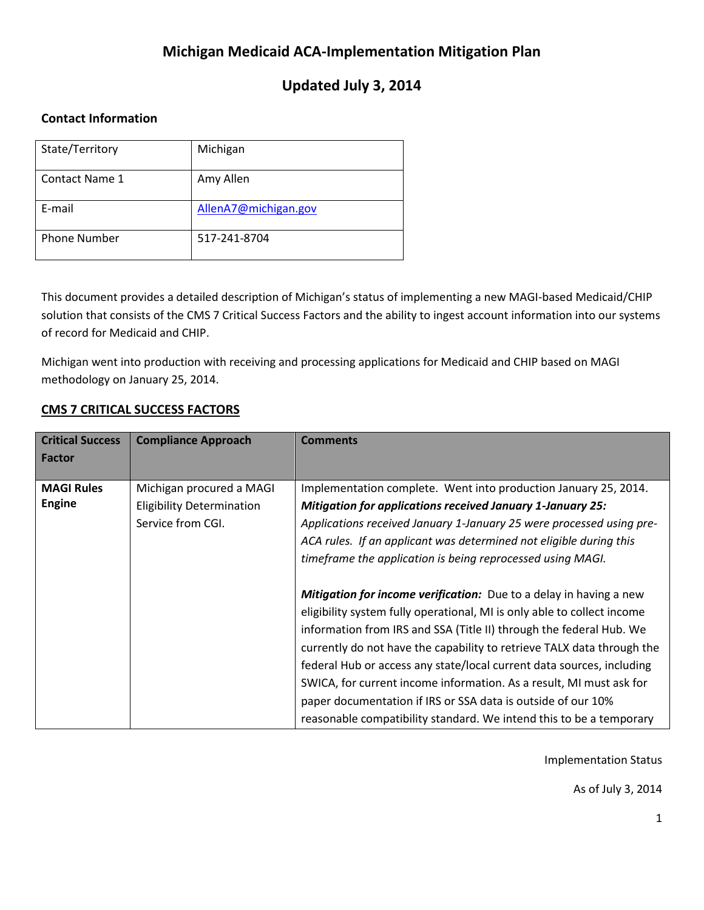# Michigan Medicaid ACA-Implementation Mitigation Plan

## Updated July 3, 2014

### Contact Information

| State/Territory | Michigan |
|---|---|
| Contact Name 1 | Amy Allen |
| E-mail | AllenA7@michigan.gov |
| Phone Number | 517-241-8704 |

This document provides a detailed description of Michigan's status of implementing a new MAGI-based Medicaid/CHIP solution that consists of the CMS 7 Critical Success Factors and the ability to ingest account information into our systems of record for Medicaid and CHIP.

Michigan went into production with receiving and processing applications for Medicaid and CHIP based on MAGI methodology on January 25, 2014.

### CMS 7 CRITICAL SUCCESS FACTORS

| Critical Success Factor | Compliance Approach | Comments |
|---|---|---|
| **MAGI Rules Engine** | Michigan procured a MAGI Eligibility Determination Service from CGI. | Implementation complete. Went into production January 25, 2014.<br>***Mitigation for applications received January 1-January 25:*** *Applications received January 1-January 25 were processed using pre-ACA rules. If an applicant was determined not eligible during this timeframe the application is being reprocessed using MAGI.*<br><br>***Mitigation for income verification:*** Due to a delay in having a new eligibility system fully operational, MI is only able to collect income information from IRS and SSA (Title II) through the federal Hub. We currently do not have the capability to retrieve TALX data through the federal Hub or access any state/local current data sources, including SWICA, for current income information. As a result, MI must ask for paper documentation if IRS or SSA data is outside of our 10% reasonable compatibility standard. We intend this to be a temporary |

Implementation Status

As of July 3, 2014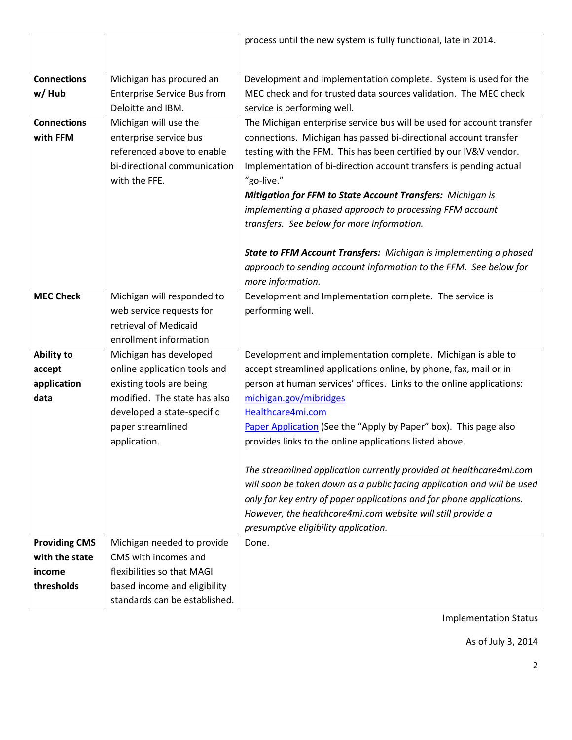| | | |
|---|---|---|
| | | process until the new system is fully functional, late in 2014. |
| **Connections w/ Hub** | Michigan has procured an Enterprise Service Bus from Deloitte and IBM. | Development and implementation complete. System is used for the MEC check and for trusted data sources validation. The MEC check service is performing well. |
| **Connections with FFM** | Michigan will use the enterprise service bus referenced above to enable bi-directional communication with the FFE. | The Michigan enterprise service bus will be used for account transfer connections. Michigan has passed bi-directional account transfer testing with the FFM. This has been certified by our IV&V vendor. Implementation of bi-direction account transfers is pending actual "go-live."<br>***Mitigation for FFM to State Account Transfers:*** *Michigan is implementing a phased approach to processing FFM account transfers. See below for more information.*<br><br>***State to FFM Account Transfers:*** *Michigan is implementing a phased approach to sending account information to the FFM. See below for more information.* |
| **MEC Check** | Michigan will responded to web service requests for retrieval of Medicaid enrollment information | Development and Implementation complete. The service is performing well. |
| **Ability to accept application data** | Michigan has developed online application tools and existing tools are being modified. The state has also developed a state-specific paper streamlined application. | Development and implementation complete. Michigan is able to accept streamlined applications online, by phone, fax, mail or in person at human services' offices. Links to the online applications:<br>michigan.gov/mibridges<br>Healthcare4mi.com<br>Paper Application (See the "Apply by Paper" box). This page also provides links to the online applications listed above.<br><br>*The streamlined application currently provided at healthcare4mi.com will soon be taken down as a public facing application and will be used only for key entry of paper applications and for phone applications. However, the healthcare4mi.com website will still provide a presumptive eligibility application.* |
| **Providing CMS with the state income thresholds** | Michigan needed to provide CMS with incomes and flexibilities so that MAGI based income and eligibility standards can be established. | Done. |

Implementation Status

As of July 3, 2014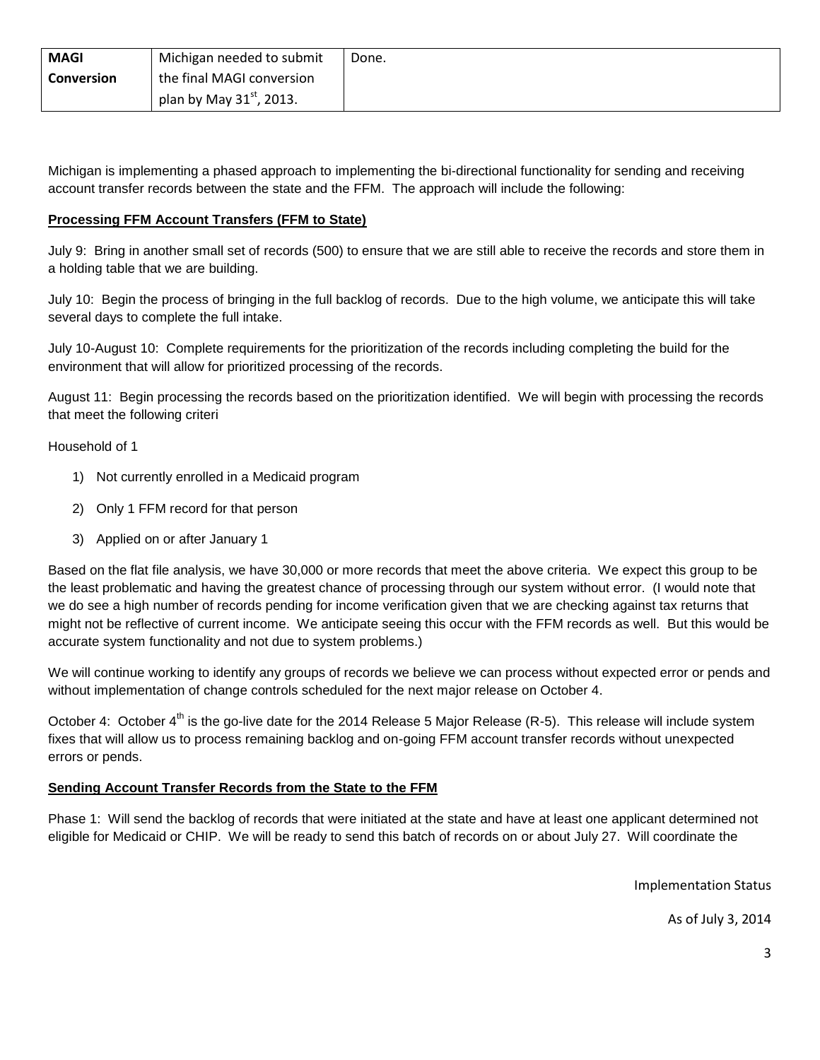| MAGI Conversion | Michigan needed to submit the final MAGI conversion plan by May 31st, 2013. | Done. |
| --- | --- | --- |

Michigan is implementing a phased approach to implementing the bi-directional functionality for sending and receiving account transfer records between the state and the FFM. The approach will include the following:

**Processing FFM Account Transfers (FFM to State)**

July 9: Bring in another small set of records (500) to ensure that we are still able to receive the records and store them in a holding table that we are building.

July 10: Begin the process of bringing in the full backlog of records. Due to the high volume, we anticipate this will take several days to complete the full intake.

July 10-August 10: Complete requirements for the prioritization of the records including completing the build for the environment that will allow for prioritized processing of the records.

August 11: Begin processing the records based on the prioritization identified. We will begin with processing the records that meet the following criteri

Household of 1

1) Not currently enrolled in a Medicaid program
2) Only 1 FFM record for that person
3) Applied on or after January 1

Based on the flat file analysis, we have 30,000 or more records that meet the above criteria. We expect this group to be the least problematic and having the greatest chance of processing through our system without error. (I would note that we do see a high number of records pending for income verification given that we are checking against tax returns that might not be reflective of current income. We anticipate seeing this occur with the FFM records as well. But this would be accurate system functionality and not due to system problems.)

We will continue working to identify any groups of records we believe we can process without expected error or pends and without implementation of change controls scheduled for the next major release on October 4.

October 4: October 4th is the go-live date for the 2014 Release 5 Major Release (R-5). This release will include system fixes that will allow us to process remaining backlog and on-going FFM account transfer records without unexpected errors or pends.

**Sending Account Transfer Records from the State to the FFM**

Phase 1: Will send the backlog of records that were initiated at the state and have at least one applicant determined not eligible for Medicaid or CHIP. We will be ready to send this batch of records on or about July 27. Will coordinate the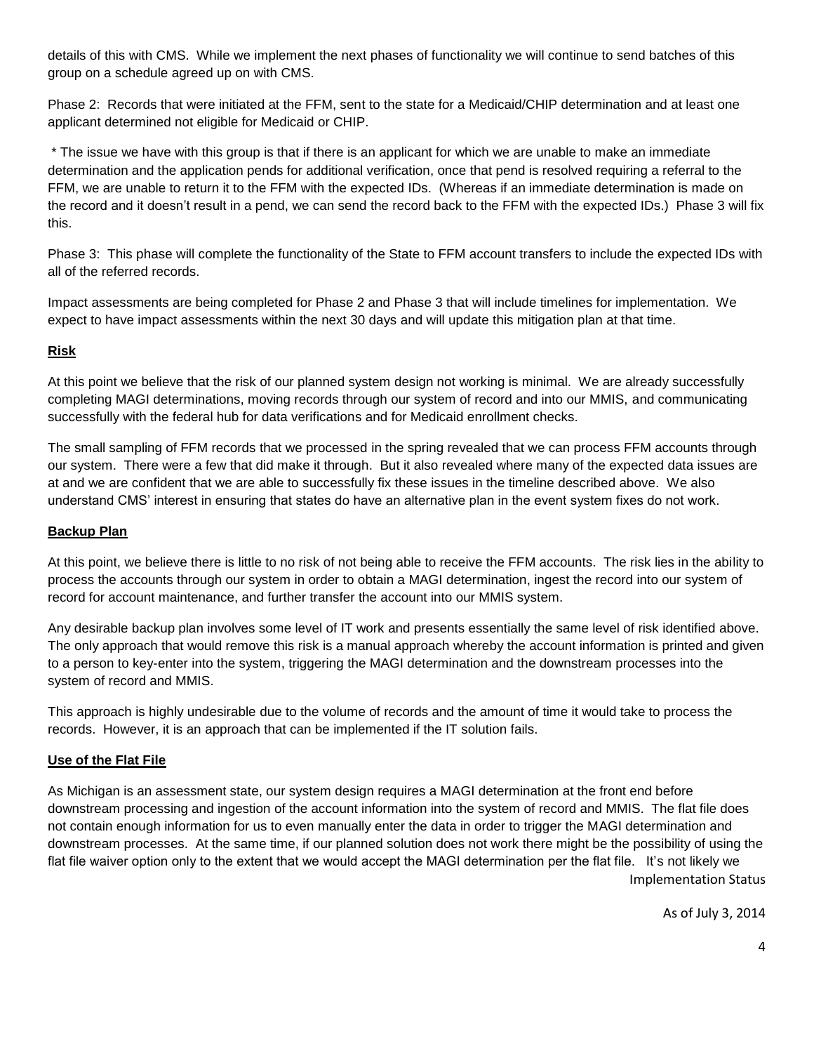details of this with CMS. While we implement the next phases of functionality we will continue to send batches of this group on a schedule agreed up on with CMS.

Phase 2: Records that were initiated at the FFM, sent to the state for a Medicaid/CHIP determination and at least one applicant determined not eligible for Medicaid or CHIP.

* The issue we have with this group is that if there is an applicant for which we are unable to make an immediate determination and the application pends for additional verification, once that pend is resolved requiring a referral to the FFM, we are unable to return it to the FFM with the expected IDs. (Whereas if an immediate determination is made on the record and it doesn't result in a pend, we can send the record back to the FFM with the expected IDs.) Phase 3 will fix this.

Phase 3: This phase will complete the functionality of the State to FFM account transfers to include the expected IDs with all of the referred records.

Impact assessments are being completed for Phase 2 and Phase 3 that will include timelines for implementation. We expect to have impact assessments within the next 30 days and will update this mitigation plan at that time.

**Risk**

At this point we believe that the risk of our planned system design not working is minimal. We are already successfully completing MAGI determinations, moving records through our system of record and into our MMIS, and communicating successfully with the federal hub for data verifications and for Medicaid enrollment checks.

The small sampling of FFM records that we processed in the spring revealed that we can process FFM accounts through our system. There were a few that did make it through. But it also revealed where many of the expected data issues are at and we are confident that we are able to successfully fix these issues in the timeline described above. We also understand CMS' interest in ensuring that states do have an alternative plan in the event system fixes do not work.

**Backup Plan**

At this point, we believe there is little to no risk of not being able to receive the FFM accounts. The risk lies in the ability to process the accounts through our system in order to obtain a MAGI determination, ingest the record into our system of record for account maintenance, and further transfer the account into our MMIS system.

Any desirable backup plan involves some level of IT work and presents essentially the same level of risk identified above. The only approach that would remove this risk is a manual approach whereby the account information is printed and given to a person to key-enter into the system, triggering the MAGI determination and the downstream processes into the system of record and MMIS.

This approach is highly undesirable due to the volume of records and the amount of time it would take to process the records. However, it is an approach that can be implemented if the IT solution fails.

**Use of the Flat File**

As Michigan is an assessment state, our system design requires a MAGI determination at the front end before downstream processing and ingestion of the account information into the system of record and MMIS. The flat file does not contain enough information for us to even manually enter the data in order to trigger the MAGI determination and downstream processes. At the same time, if our planned solution does not work there might be the possibility of using the flat file waiver option only to the extent that we would accept the MAGI determination per the flat file. It's not likely we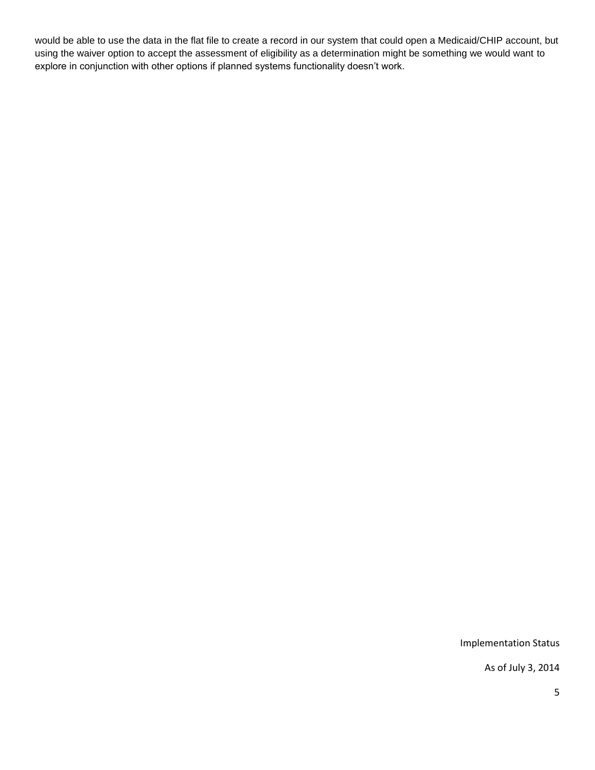would be able to use the data in the flat file to create a record in our system that could open a Medicaid/CHIP account, but using the waiver option to accept the assessment of eligibility as a determination might be something we would want to explore in conjunction with other options if planned systems functionality doesn't work.